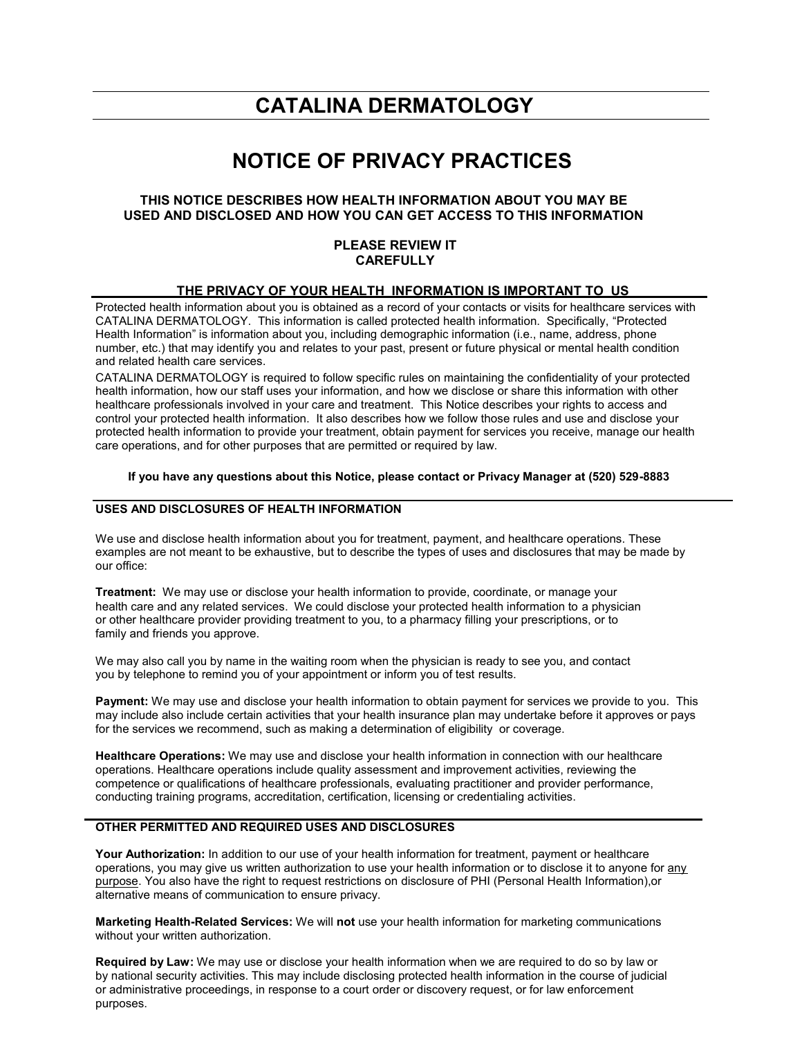# CATALINA DERMATOLOGY

# NOTICE OF PRIVACY PRACTICES

### THIS NOTICE DESCRIBES HOW HEALTH INFORMATION ABOUT YOU MAY BE USED AND DISCLOSED AND HOW YOU CAN GET ACCESS TO THIS INFORMATION

### PLEASE REVIEW IT CAREFULLY

## THE PRIVACY OF YOUR HEALTH INFORMATION IS IMPORTANT TO US

Protected health information about you is obtained as a record of your contacts or visits for healthcare services with CATALINA DERMATOLOGY. This information is called protected health information. Specifically, "Protected Health Information" is information about you, including demographic information (i.e., name, address, phone number, etc.) that may identify you and relates to your past, present or future physical or mental health condition and related health care services.

CATALINA DERMATOLOGY is required to follow specific rules on maintaining the confidentiality of your protected health information, how our staff uses your information, and how we disclose or share this information with other healthcare professionals involved in your care and treatment. This Notice describes your rights to access and control your protected health information. It also describes how we follow those rules and use and disclose your protected health information to provide your treatment, obtain payment for services you receive, manage our health care operations, and for other purposes that are permitted or required by law.

**If you have any questions about this Notice, please contact or Privacy Manager at (520) 529-8883**

## USES AND DISCLOSURES OF HEALTH INFORMATION

We use and disclose health information about you for treatment, payment, and healthcare operations. These examples are not meant to be exhaustive, but to describe the types of uses and disclosures that may be made by our office:

**Treatment:** We may use or disclose your health information to provide, coordinate, or manage your health care and any related services. We could disclose your protected health information to a physician or other healthcare provider providing treatment to you, to a pharmacy filling your prescriptions, or to family and friends you approve.

We may also call you by name in the waiting room when the physician is ready to see you, and contact you by telephone to remind you of your appointment or inform you of test results.

**Payment:** We may use and disclose your health information to obtain payment for services we provide to you. This may include also include certain activities that your health insurance plan may undertake before it approves or pays for the services we recommend, such as making a determination of eligibility or coverage.

**Healthcare Operations:** We may use and disclose your health information in connection with our healthcare operations. Healthcare operations include quality assessment and improvement activities, reviewing the competence or qualifications of healthcare professionals, evaluating practitioner and provider performance, conducting training programs, accreditation, certification, licensing or credentialing activities.

## OTHER PERMITTED AND REQUIRED USES AND DISCLOSURES

**Your Authorization:** In addition to our use of your health information for treatment, payment or healthcare operations, you may give us written authorization to use your health information or to disclose it to anyone for <u>any purpose</u>. You also have the right to request restrictions on disclosure of PHI (Personal Health Information),or alternative means of communication to ensure privacy.

**Marketing Health-Related Services:** We will **not** use your health information for marketing communications without your written authorization.

**Required by Law:** We may use or disclose your health information when we are required to do so by law or by national security activities. This may include disclosing protected health information in the course of judicial or administrative proceedings, in response to a court order or discovery request, or for law enforcement purposes.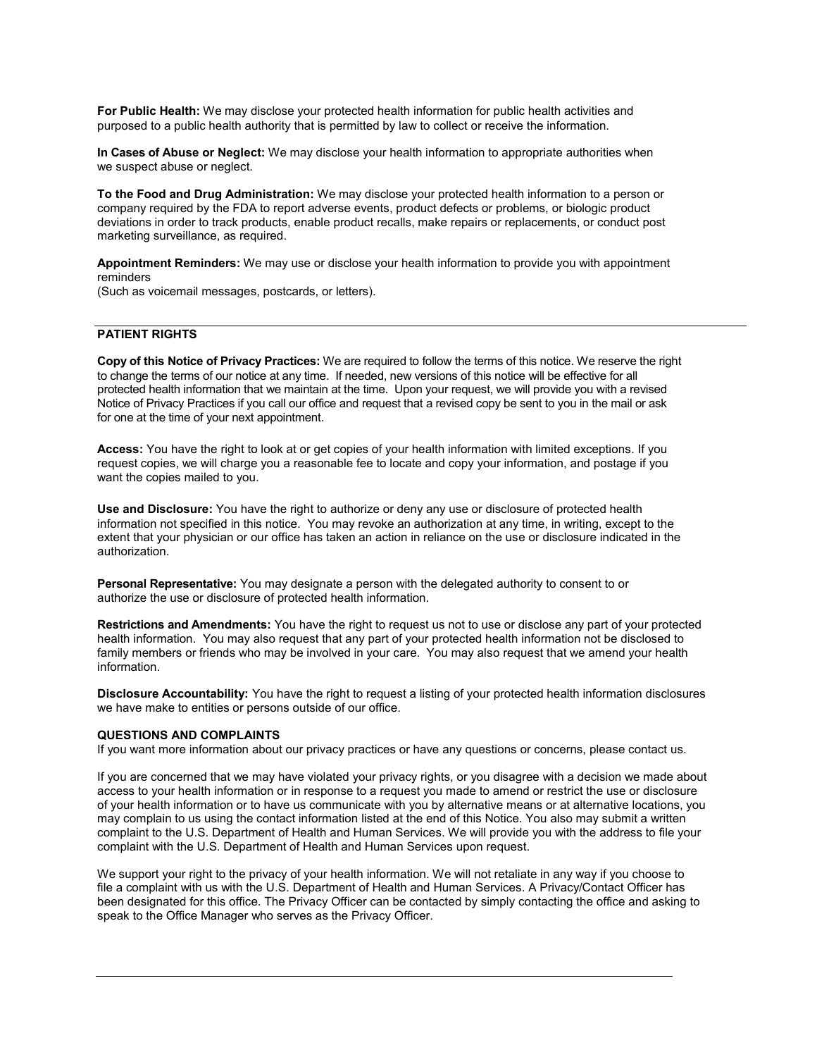**For Public Health:** We may disclose your protected health information for public health activities and purposed to a public health authority that is permitted by law to collect or receive the information.

**In Cases of Abuse or Neglect:** We may disclose your health information to appropriate authorities when we suspect abuse or neglect.

**To the Food and Drug Administration:** We may disclose your protected health information to a person or company required by the FDA to report adverse events, product defects or problems, or biologic product deviations in order to track products, enable product recalls, make repairs or replacements, or conduct post marketing surveillance, as required.

**Appointment Reminders:** We may use or disclose your health information to provide you with appointment reminders
(Such as voicemail messages, postcards, or letters).

---

**PATIENT RIGHTS**

**Copy of this Notice of Privacy Practices:** We are required to follow the terms of this notice. We reserve the right to change the terms of our notice at any time. If needed, new versions of this notice will be effective for all protected health information that we maintain at the time. Upon your request, we will provide you with a revised Notice of Privacy Practices if you call our office and request that a revised copy be sent to you in the mail or ask for one at the time of your next appointment.

**Access:** You have the right to look at or get copies of your health information with limited exceptions. If you request copies, we will charge you a reasonable fee to locate and copy your information, and postage if you want the copies mailed to you.

**Use and Disclosure:** You have the right to authorize or deny any use or disclosure of protected health information not specified in this notice. You may revoke an authorization at any time, in writing, except to the extent that your physician or our office has taken an action in reliance on the use or disclosure indicated in the authorization.

**Personal Representative:** You may designate a person with the delegated authority to consent to or authorize the use or disclosure of protected health information.

**Restrictions and Amendments:** You have the right to request us not to use or disclose any part of your protected health information. You may also request that any part of your protected health information not be disclosed to family members or friends who may be involved in your care. You may also request that we amend your health information.

**Disclosure Accountability:** You have the right to request a listing of your protected health information disclosures we have make to entities or persons outside of our office.

**QUESTIONS AND COMPLAINTS**

If you want more information about our privacy practices or have any questions or concerns, please contact us.

If you are concerned that we may have violated your privacy rights, or you disagree with a decision we made about access to your health information or in response to a request you made to amend or restrict the use or disclosure of your health information or to have us communicate with you by alternative means or at alternative locations, you may complain to us using the contact information listed at the end of this Notice. You also may submit a written complaint to the U.S. Department of Health and Human Services. We will provide you with the address to file your complaint with the U.S. Department of Health and Human Services upon request.

We support your right to the privacy of your health information. We will not retaliate in any way if you choose to file a complaint with us with the U.S. Department of Health and Human Services. A Privacy/Contact Officer has been designated for this office. The Privacy Officer can be contacted by simply contacting the office and asking to speak to the Office Manager who serves as the Privacy Officer.